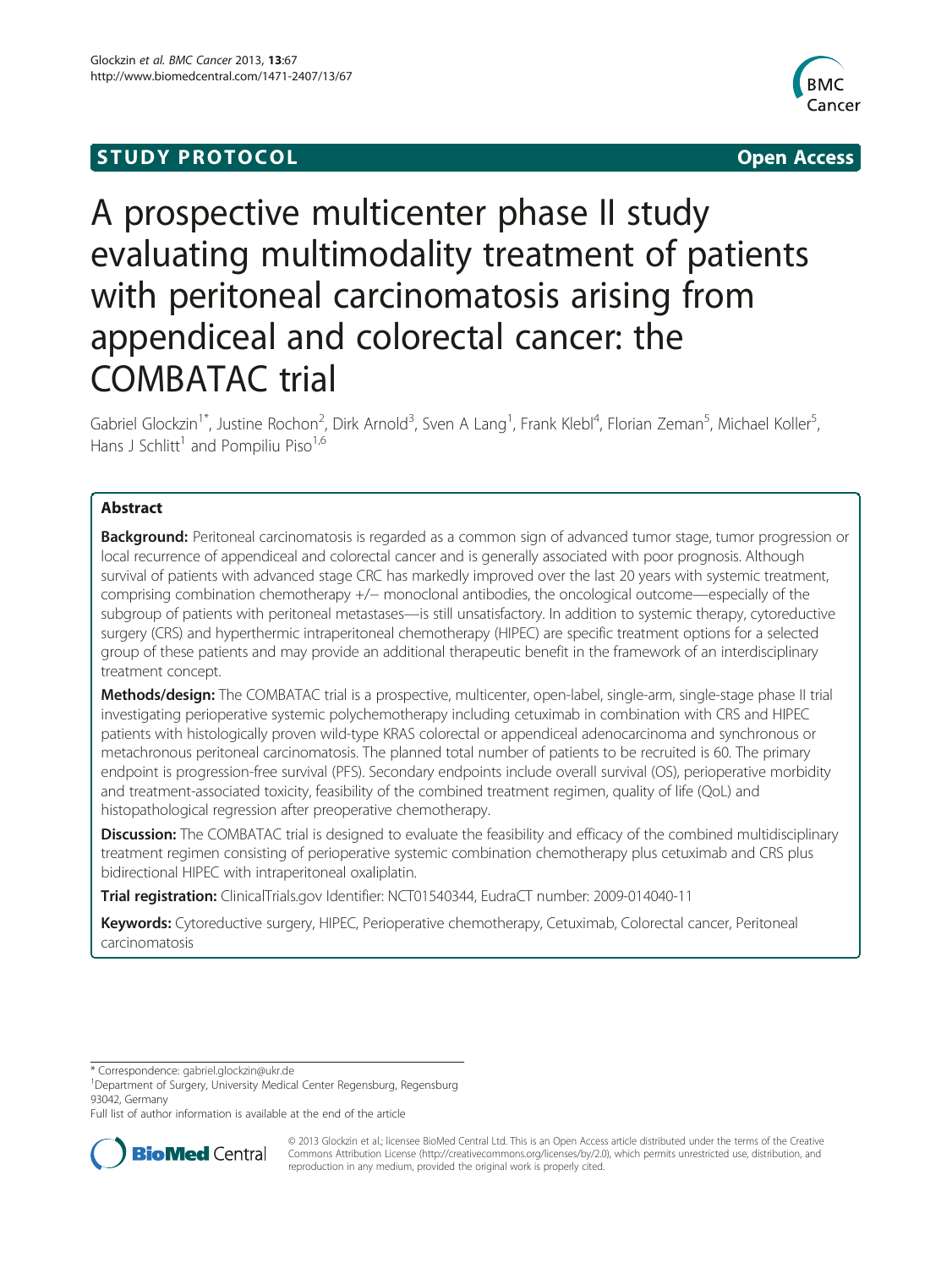STUDY PROTOCOL Open Access

# A prospective multicenter phase II study evaluating multimodality treatment of patients with peritoneal carcinomatosis arising from appendiceal and colorectal cancer: the COMBATAC trial

Gabriel Glockzin[1*], Justine Rochon[2], Dirk Arnold[3], Sven A Lang[1], Frank Klebl[4], Florian Zeman[5], Michael Koller[5], Hans J Schlitt[1] and Pompiliu Piso[1,6]

## Abstract

**Background:** Peritoneal carcinomatosis is regarded as a common sign of advanced tumor stage, tumor progression or local recurrence of appendiceal and colorectal cancer and is generally associated with poor prognosis. Although survival of patients with advanced stage CRC has markedly improved over the last 20 years with systemic treatment, comprising combination chemotherapy +/− monoclonal antibodies, the oncological outcome—especially of the subgroup of patients with peritoneal metastases—is still unsatisfactory. In addition to systemic therapy, cytoreductive surgery (CRS) and hyperthermic intraperitoneal chemotherapy (HIPEC) are specific treatment options for a selected group of these patients and may provide an additional therapeutic benefit in the framework of an interdisciplinary treatment concept.

**Methods/design:** The COMBATAC trial is a prospective, multicenter, open-label, single-arm, single-stage phase II trial investigating perioperative systemic polychemotherapy including cetuximab in combination with CRS and HIPEC patients with histologically proven wild-type KRAS colorectal or appendiceal adenocarcinoma and synchronous or metachronous peritoneal carcinomatosis. The planned total number of patients to be recruited is 60. The primary endpoint is progression-free survival (PFS). Secondary endpoints include overall survival (OS), perioperative morbidity and treatment-associated toxicity, feasibility of the combined treatment regimen, quality of life (QoL) and histopathological regression after preoperative chemotherapy.

**Discussion:** The COMBATAC trial is designed to evaluate the feasibility and efficacy of the combined multidisciplinary treatment regimen consisting of perioperative systemic combination chemotherapy plus cetuximab and CRS plus bidirectional HIPEC with intraperitoneal oxaliplatin.

**Trial registration:** ClinicalTrials.gov Identifier: NCT01540344, EudraCT number: 2009-014040-11

**Keywords:** Cytoreductive surgery, HIPEC, Perioperative chemotherapy, Cetuximab, Colorectal cancer, Peritoneal carcinomatosis

\* Correspondence: gabriel.glockzin@ukr.de

[1]Department of Surgery, University Medical Center Regensburg, Regensburg 93042, Germany

Full list of author information is available at the end of the article

© 2013 Glockzin et al.; licensee BioMed Central Ltd. This is an Open Access article distributed under the terms of the Creative Commons Attribution License (http://creativecommons.org/licenses/by/2.0), which permits unrestricted use, distribution, and reproduction in any medium, provided the original work is properly cited.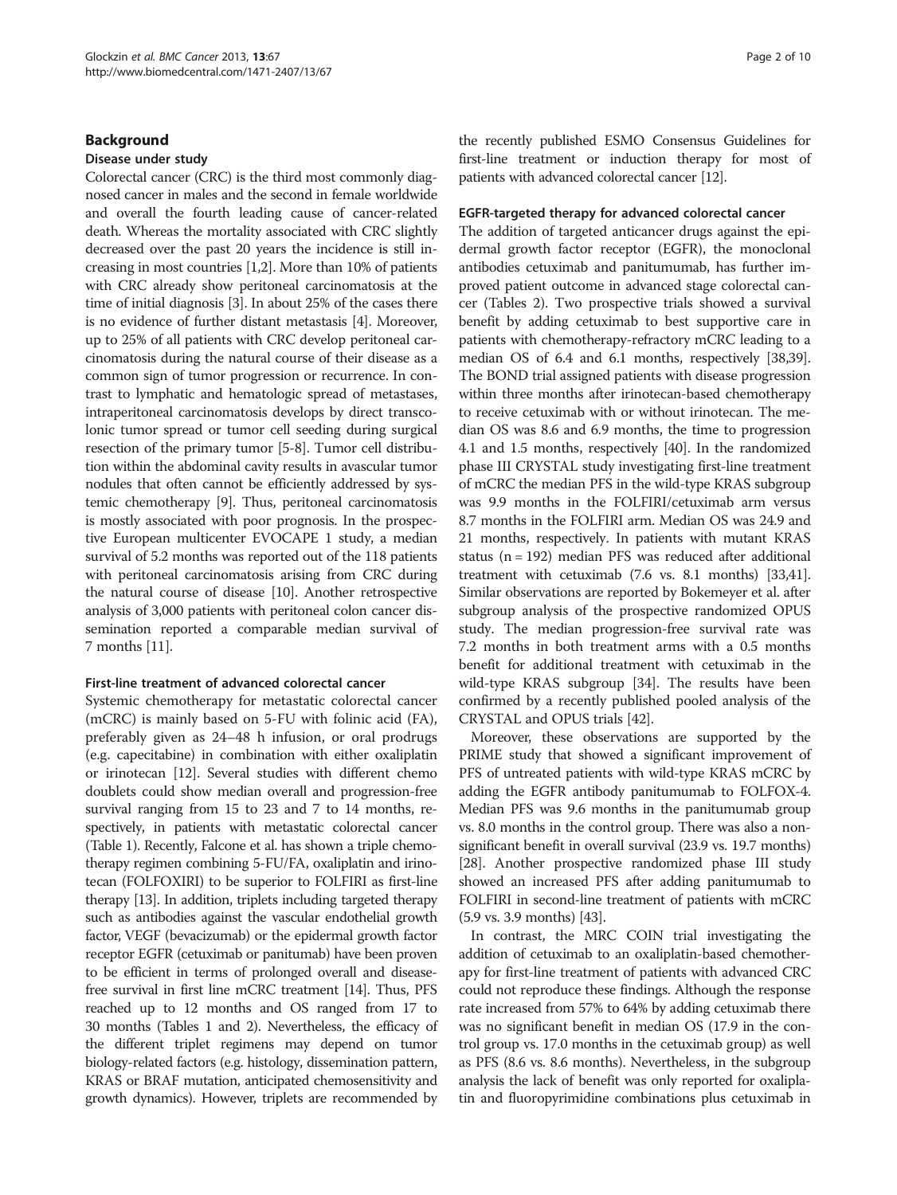## Background

### Disease under study

Colorectal cancer (CRC) is the third most commonly diagnosed cancer in males and the second in female worldwide and overall the fourth leading cause of cancer-related death. Whereas the mortality associated with CRC slightly decreased over the past 20 years the incidence is still increasing in most countries [1,2]. More than 10% of patients with CRC already show peritoneal carcinomatosis at the time of initial diagnosis [3]. In about 25% of the cases there is no evidence of further distant metastasis [4]. Moreover, up to 25% of all patients with CRC develop peritoneal carcinomatosis during the natural course of their disease as a common sign of tumor progression or recurrence. In contrast to lymphatic and hematologic spread of metastases, intraperitoneal carcinomatosis develops by direct transcolonic tumor spread or tumor cell seeding during surgical resection of the primary tumor [5-8]. Tumor cell distribution within the abdominal cavity results in avascular tumor nodules that often cannot be efficiently addressed by systemic chemotherapy [9]. Thus, peritoneal carcinomatosis is mostly associated with poor prognosis. In the prospective European multicenter EVOCAPE 1 study, a median survival of 5.2 months was reported out of the 118 patients with peritoneal carcinomatosis arising from CRC during the natural course of disease [10]. Another retrospective analysis of 3,000 patients with peritoneal colon cancer dissemination reported a comparable median survival of 7 months [11].

### First-line treatment of advanced colorectal cancer

Systemic chemotherapy for metastatic colorectal cancer (mCRC) is mainly based on 5-FU with folinic acid (FA), preferably given as 24–48 h infusion, or oral prodrugs (e.g. capecitabine) in combination with either oxaliplatin or irinotecan [12]. Several studies with different chemo doublets could show median overall and progression-free survival ranging from 15 to 23 and 7 to 14 months, respectively, in patients with metastatic colorectal cancer (Table 1). Recently, Falcone et al. has shown a triple chemotherapy regimen combining 5-FU/FA, oxaliplatin and irinotecan (FOLFOXIRI) to be superior to FOLFIRI as first-line therapy [13]. In addition, triplets including targeted therapy such as antibodies against the vascular endothelial growth factor, VEGF (bevacizumab) or the epidermal growth factor receptor EGFR (cetuximab or panitumab) have been proven to be efficient in terms of prolonged overall and disease-free survival in first line mCRC treatment [14]. Thus, PFS reached up to 12 months and OS ranged from 17 to 30 months (Tables 1 and 2). Nevertheless, the efficacy of the different triplet regimens may depend on tumor biology-related factors (e.g. histology, dissemination pattern, KRAS or BRAF mutation, anticipated chemosensitivity and growth dynamics). However, triplets are recommended by the recently published ESMO Consensus Guidelines for first-line treatment or induction therapy for most of patients with advanced colorectal cancer [12].

### EGFR-targeted therapy for advanced colorectal cancer

The addition of targeted anticancer drugs against the epidermal growth factor receptor (EGFR), the monoclonal antibodies cetuximab and panitumumab, has further improved patient outcome in advanced stage colorectal cancer (Tables 2). Two prospective trials showed a survival benefit by adding cetuximab to best supportive care in patients with chemotherapy-refractory mCRC leading to a median OS of 6.4 and 6.1 months, respectively [38,39]. The BOND trial assigned patients with disease progression within three months after irinotecan-based chemotherapy to receive cetuximab with or without irinotecan. The median OS was 8.6 and 6.9 months, the time to progression 4.1 and 1.5 months, respectively [40]. In the randomized phase III CRYSTAL study investigating first-line treatment of mCRC the median PFS in the wild-type KRAS subgroup was 9.9 months in the FOLFIRI/cetuximab arm versus 8.7 months in the FOLFIRI arm. Median OS was 24.9 and 21 months, respectively. In patients with mutant KRAS status (n = 192) median PFS was reduced after additional treatment with cetuximab (7.6 vs. 8.1 months) [33,41]. Similar observations are reported by Bokemeyer et al. after subgroup analysis of the prospective randomized OPUS study. The median progression-free survival rate was 7.2 months in both treatment arms with a 0.5 months benefit for additional treatment with cetuximab in the wild-type KRAS subgroup [34]. The results have been confirmed by a recently published pooled analysis of the CRYSTAL and OPUS trials [42].

Moreover, these observations are supported by the PRIME study that showed a significant improvement of PFS of untreated patients with wild-type KRAS mCRC by adding the EGFR antibody panitumumab to FOLFOX-4. Median PFS was 9.6 months in the panitumumab group vs. 8.0 months in the control group. There was also a nonsignificant benefit in overall survival (23.9 vs. 19.7 months) [28]. Another prospective randomized phase III study showed an increased PFS after adding panitumumab to FOLFIRI in second-line treatment of patients with mCRC (5.9 vs. 3.9 months) [43].

In contrast, the MRC COIN trial investigating the addition of cetuximab to an oxaliplatin-based chemotherapy for first-line treatment of patients with advanced CRC could not reproduce these findings. Although the response rate increased from 57% to 64% by adding cetuximab there was no significant benefit in median OS (17.9 in the control group vs. 17.0 months in the cetuximab group) as well as PFS (8.6 vs. 8.6 months). Nevertheless, in the subgroup analysis the lack of benefit was only reported for oxaliplatin and fluoropyrimidine combinations plus cetuximab in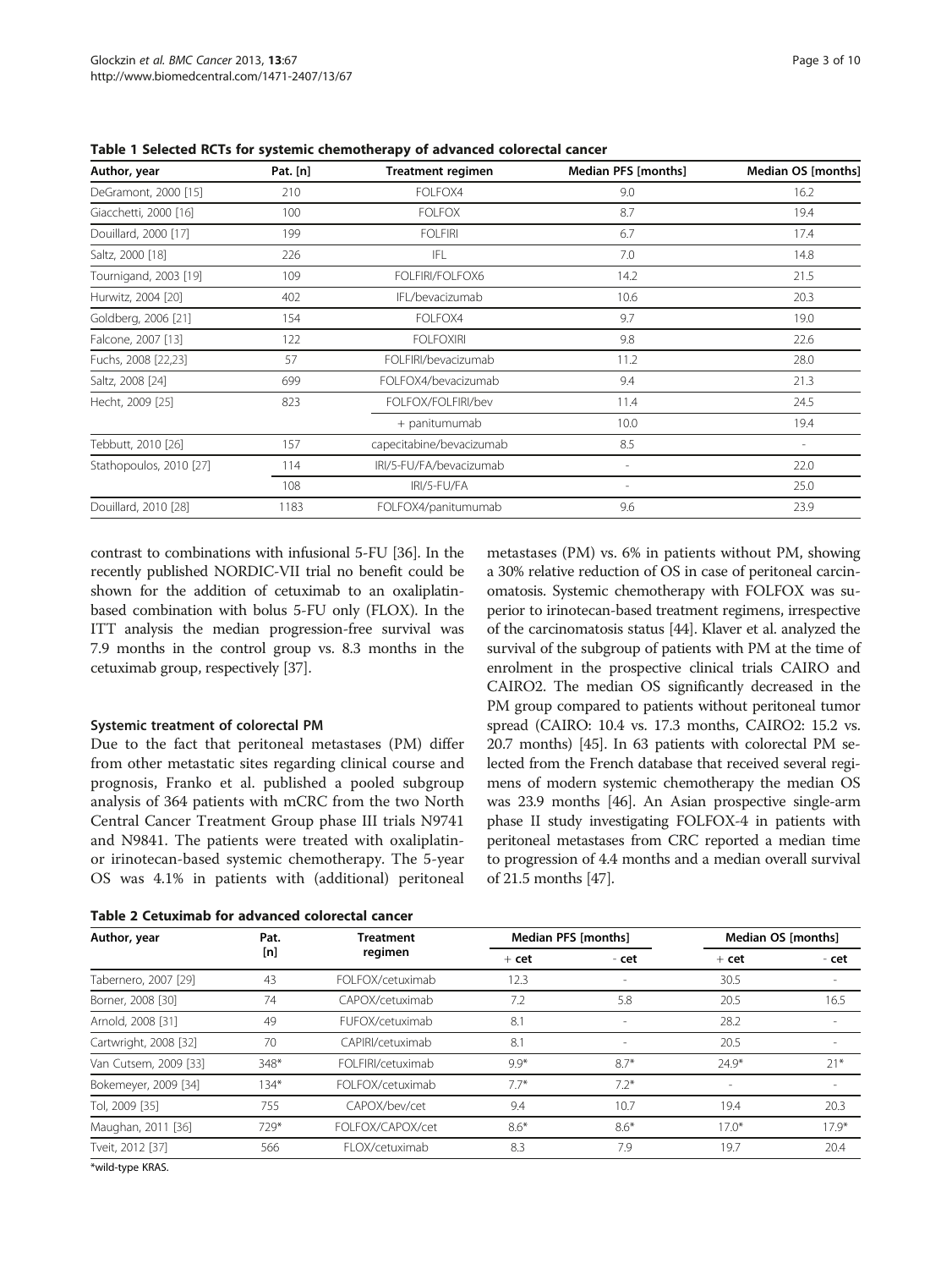**Table 1 Selected RCTs for systemic chemotherapy of advanced colorectal cancer**

| Author, year | Pat. [n] | Treatment regimen | Median PFS [months] | Median OS [months] |
|---|---|---|---|---|
| DeGramont, 2000 [15] | 210 | FOLFOX4 | 9.0 | 16.2 |
| Giacchetti, 2000 [16] | 100 | FOLFOX | 8.7 | 19.4 |
| Douillard, 2000 [17] | 199 | FOLFIRI | 6.7 | 17.4 |
| Saltz, 2000 [18] | 226 | IFL | 7.0 | 14.8 |
| Tournigand, 2003 [19] | 109 | FOLFIRI/FOLFOX6 | 14.2 | 21.5 |
| Hurwitz, 2004 [20] | 402 | IFL/bevacizumab | 10.6 | 20.3 |
| Goldberg, 2006 [21] | 154 | FOLFOX4 | 9.7 | 19.0 |
| Falcone, 2007 [13] | 122 | FOLFOXIRI | 9.8 | 22.6 |
| Fuchs, 2008 [22,23] | 57 | FOLFIRI/bevacizumab | 11.2 | 28.0 |
| Saltz, 2008 [24] | 699 | FOLFOX4/bevacizumab | 9.4 | 21.3 |
| Hecht, 2009 [25] | 823 | FOLFOX/FOLFIRI/bev | 11.4 | 24.5 |
| | | + panitumumab | 10.0 | 19.4 |
| Tebbutt, 2010 [26] | 157 | capecitabine/bevacizumab | 8.5 | - |
| Stathopoulos, 2010 [27] | 114 | IRI/5-FU/FA/bevacizumab | - | 22.0 |
| | 108 | IRI/5-FU/FA | - | 25.0 |
| Douillard, 2010 [28] | 1183 | FOLFOX4/panitumumab | 9.6 | 23.9 |

contrast to combinations with infusional 5-FU [36]. In the recently published NORDIC-VII trial no benefit could be shown for the addition of cetuximab to an oxaliplatin-based combination with bolus 5-FU only (FLOX). In the ITT analysis the median progression-free survival was 7.9 months in the control group vs. 8.3 months in the cetuximab group, respectively [37].

### Systemic treatment of colorectal PM

Due to the fact that peritoneal metastases (PM) differ from other metastatic sites regarding clinical course and prognosis, Franko et al. published a pooled subgroup analysis of 364 patients with mCRC from the two North Central Cancer Treatment Group phase III trials N9741 and N9841. The patients were treated with oxaliplatin- or irinotecan-based systemic chemotherapy. The 5-year OS was 4.1% in patients with (additional) peritoneal metastases (PM) vs. 6% in patients without PM, showing a 30% relative reduction of OS in case of peritoneal carcinomatosis. Systemic chemotherapy with FOLFOX was superior to irinotecan-based treatment regimens, irrespective of the carcinomatosis status [44]. Klaver et al. analyzed the survival of the subgroup of patients with PM at the time of enrolment in the prospective clinical trials CAIRO and CAIRO2. The median OS significantly decreased in the PM group compared to patients without peritoneal tumor spread (CAIRO: 10.4 vs. 17.3 months, CAIRO2: 15.2 vs. 20.7 months) [45]. In 63 patients with colorectal PM selected from the French database that received several regimens of modern systemic chemotherapy the median OS was 23.9 months [46]. An Asian prospective single-arm phase II study investigating FOLFOX-4 in patients with peritoneal metastases from CRC reported a median time to progression of 4.4 months and a median overall survival of 21.5 months [47].

**Table 2 Cetuximab for advanced colorectal cancer**

| Author, year | Pat. [n] | Treatment regimen | Median PFS [months] | | Median OS [months] | |
|---|---|---|---|---|---|---|
| | | | + cet | - cet | + cet | - cet |
| Tabernero, 2007 [29] | 43 | FOLFOX/cetuximab | 12.3 | - | 30.5 | - |
| Borner, 2008 [30] | 74 | CAPOX/cetuximab | 7.2 | 5.8 | 20.5 | 16.5 |
| Arnold, 2008 [31] | 49 | FUFOX/cetuximab | 8.1 | - | 28.2 | - |
| Cartwright, 2008 [32] | 70 | CAPIRI/cetuximab | 8.1 | - | 20.5 | - |
| Van Cutsem, 2009 [33] | 348* | FOLFIRI/cetuximab | 9.9* | 8.7* | 24.9* | 21* |
| Bokemeyer, 2009 [34] | 134* | FOLFOX/cetuximab | 7.7* | 7.2* | - | - |
| Tol, 2009 [35] | 755 | CAPOX/bev/cet | 9.4 | 10.7 | 19.4 | 20.3 |
| Maughan, 2011 [36] | 729* | FOLFOX/CAPOX/cet | 8.6* | 8.6* | 17.0* | 17.9* |
| Tveit, 2012 [37] | 566 | FLOX/cetuximab | 8.3 | 7.9 | 19.7 | 20.4 |

*wild-type KRAS.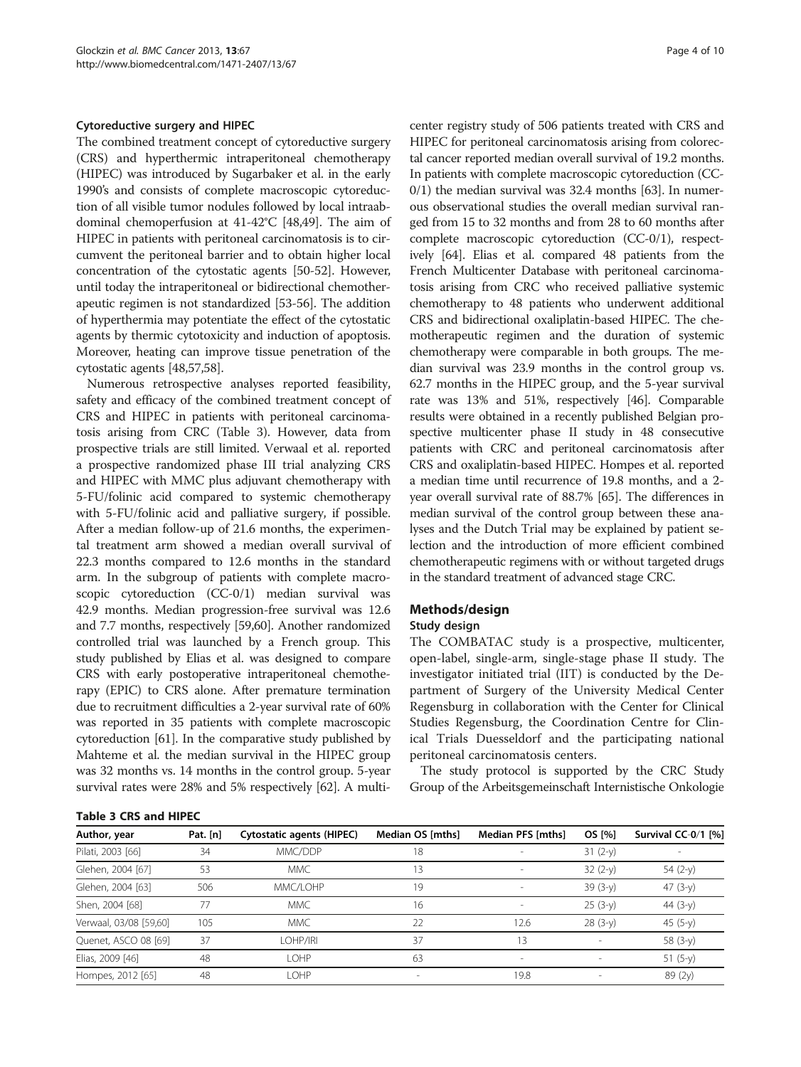### Cytoreductive surgery and HIPEC

The combined treatment concept of cytoreductive surgery (CRS) and hyperthermic intraperitoneal chemotherapy (HIPEC) was introduced by Sugarbaker et al. in the early 1990's and consists of complete macroscopic cytoreduction of all visible tumor nodules followed by local intraabdominal chemoperfusion at 41-42°C [48,49]. The aim of HIPEC in patients with peritoneal carcinomatosis is to circumvent the peritoneal barrier and to obtain higher local concentration of the cytostatic agents [50-52]. However, until today the intraperitoneal or bidirectional chemotherapeutic regimen is not standardized [53-56]. The addition of hyperthermia may potentiate the effect of the cytostatic agents by thermic cytotoxicity and induction of apoptosis. Moreover, heating can improve tissue penetration of the cytostatic agents [48,57,58].

Numerous retrospective analyses reported feasibility, safety and efficacy of the combined treatment concept of CRS and HIPEC in patients with peritoneal carcinomatosis arising from CRC (Table 3). However, data from prospective trials are still limited. Verwaal et al. reported a prospective randomized phase III trial analyzing CRS and HIPEC with MMC plus adjuvant chemotherapy with 5-FU/folinic acid compared to systemic chemotherapy with 5-FU/folinic acid and palliative surgery, if possible. After a median follow-up of 21.6 months, the experimental treatment arm showed a median overall survival of 22.3 months compared to 12.6 months in the standard arm. In the subgroup of patients with complete macroscopic cytoreduction (CC-0/1) median survival was 42.9 months. Median progression-free survival was 12.6 and 7.7 months, respectively [59,60]. Another randomized controlled trial was launched by a French group. This study published by Elias et al. was designed to compare CRS with early postoperative intraperitoneal chemotherapy (EPIC) to CRS alone. After premature termination due to recruitment difficulties a 2-year survival rate of 60% was reported in 35 patients with complete macroscopic cytoreduction [61]. In the comparative study published by Mahteme et al. the median survival in the HIPEC group was 32 months vs. 14 months in the control group. 5-year survival rates were 28% and 5% respectively [62]. A multicenter registry study of 506 patients treated with CRS and HIPEC for peritoneal carcinomatosis arising from colorectal cancer reported median overall survival of 19.2 months. In patients with complete macroscopic cytoreduction (CC-0/1) the median survival was 32.4 months [63]. In numerous observational studies the overall median survival ranged from 15 to 32 months and from 28 to 60 months after complete macroscopic cytoreduction (CC-0/1), respectively [64]. Elias et al. compared 48 patients from the French Multicenter Database with peritoneal carcinomatosis arising from CRC who received palliative systemic chemotherapy to 48 patients who underwent additional CRS and bidirectional oxaliplatin-based HIPEC. The chemotherapeutic regimen and the duration of systemic chemotherapy were comparable in both groups. The median survival was 23.9 months in the control group vs. 62.7 months in the HIPEC group, and the 5-year survival rate was 13% and 51%, respectively [46]. Comparable results were obtained in a recently published Belgian prospective multicenter phase II study in 48 consecutive patients with CRC and peritoneal carcinomatosis after CRS and oxaliplatin-based HIPEC. Hompes et al. reported a median time until recurrence of 19.8 months, and a 2-year overall survival rate of 88.7% [65]. The differences in median survival of the control group between these analyses and the Dutch Trial may be explained by patient selection and the introduction of more efficient combined chemotherapeutic regimens with or without targeted drugs in the standard treatment of advanced stage CRC.

**Table 3 CRS and HIPEC**

| Author, year | Pat. [n] | Cytostatic agents (HIPEC) | Median OS [mths] | Median PFS [mths] | OS [%] | Survival CC-0/1 [%] |
|---|---|---|---|---|---|---|
| Pilati, 2003 [66] | 34 | MMC/DDP | 18 | - | 31 (2-y) | - |
| Glehen, 2004 [67] | 53 | MMC | 13 | - | 32 (2-y) | 54 (2-y) |
| Glehen, 2004 [63] | 506 | MMC/LOHP | 19 | - | 39 (3-y) | 47 (3-y) |
| Shen, 2004 [68] | 77 | MMC | 16 | - | 25 (3-y) | 44 (3-y) |
| Verwaal, 03/08 [59,60] | 105 | MMC | 22 | 12.6 | 28 (3-y) | 45 (5-y) |
| Quenet, ASCO 08 [69] | 37 | LOHP/IRI | 37 | 13 | - | 58 (3-y) |
| Elias, 2009 [46] | 48 | LOHP | 63 | - | - | 51 (5-y) |
| Hompes, 2012 [65] | 48 | LOHP | - | 19.8 | - | 89 (2y) |

## Methods/design

### Study design

The COMBATAC study is a prospective, multicenter, open-label, single-arm, single-stage phase II study. The investigator initiated trial (IIT) is conducted by the Department of Surgery of the University Medical Center Regensburg in collaboration with the Center for Clinical Studies Regensburg, the Coordination Centre for Clinical Trials Duesseldorf and the participating national peritoneal carcinomatosis centers.

The study protocol is supported by the CRC Study Group of the Arbeitsgemeinschaft Internistische Onkologie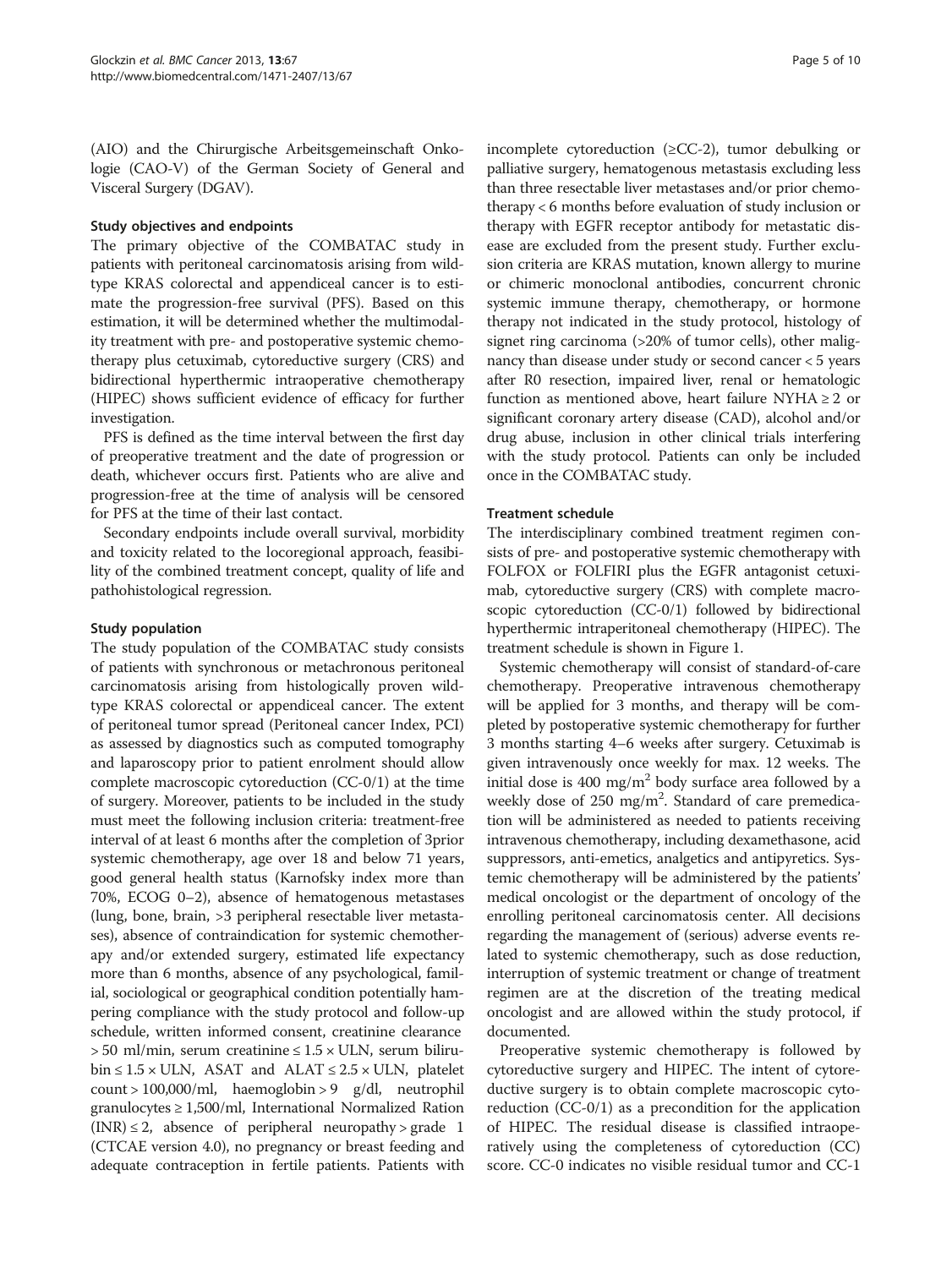(AIO) and the Chirurgische Arbeitsgemeinschaft Onkologie (CAO-V) of the German Society of General and Visceral Surgery (DGAV).

### Study objectives and endpoints

The primary objective of the COMBATAC study in patients with peritoneal carcinomatosis arising from wild-type KRAS colorectal and appendiceal cancer is to estimate the progression-free survival (PFS). Based on this estimation, it will be determined whether the multimodality treatment with pre- and postoperative systemic chemotherapy plus cetuximab, cytoreductive surgery (CRS) and bidirectional hyperthermic intraoperative chemotherapy (HIPEC) shows sufficient evidence of efficacy for further investigation.

PFS is defined as the time interval between the first day of preoperative treatment and the date of progression or death, whichever occurs first. Patients who are alive and progression-free at the time of analysis will be censored for PFS at the time of their last contact.

Secondary endpoints include overall survival, morbidity and toxicity related to the locoregional approach, feasibility of the combined treatment concept, quality of life and pathohistological regression.

### Study population

The study population of the COMBATAC study consists of patients with synchronous or metachronous peritoneal carcinomatosis arising from histologically proven wild-type KRAS colorectal or appendiceal cancer. The extent of peritoneal tumor spread (Peritoneal cancer Index, PCI) as assessed by diagnostics such as computed tomography and laparoscopy prior to patient enrolment should allow complete macroscopic cytoreduction (CC-0/1) at the time of surgery. Moreover, patients to be included in the study must meet the following inclusion criteria: treatment-free interval of at least 6 months after the completion of 3prior systemic chemotherapy, age over 18 and below 71 years, good general health status (Karnofsky index more than 70%, ECOG 0–2), absence of hematogenous metastases (lung, bone, brain, >3 peripheral resectable liver metastases), absence of contraindication for systemic chemotherapy and/or extended surgery, estimated life expectancy more than 6 months, absence of any psychological, familial, sociological or geographical condition potentially hampering compliance with the study protocol and follow-up schedule, written informed consent, creatinine clearance > 50 ml/min, serum creatinine ≤ 1.5 × ULN, serum bilirubin ≤ 1.5 × ULN, ASAT and ALAT ≤ 2.5 × ULN, platelet count > 100,000/ml, haemoglobin > 9 g/dl, neutrophil granulocytes ≥ 1,500/ml, International Normalized Ration (INR) ≤ 2, absence of peripheral neuropathy > grade 1 (CTCAE version 4.0), no pregnancy or breast feeding and adequate contraception in fertile patients. Patients with incomplete cytoreduction (≥CC-2), tumor debulking or palliative surgery, hematogenous metastasis excluding less than three resectable liver metastases and/or prior chemotherapy < 6 months before evaluation of study inclusion or therapy with EGFR receptor antibody for metastatic disease are excluded from the present study. Further exclusion criteria are KRAS mutation, known allergy to murine or chimeric monoclonal antibodies, concurrent chronic systemic immune therapy, chemotherapy, or hormone therapy not indicated in the study protocol, histology of signet ring carcinoma (>20% of tumor cells), other malignancy than disease under study or second cancer < 5 years after R0 resection, impaired liver, renal or hematologic function as mentioned above, heart failure NYHA ≥ 2 or significant coronary artery disease (CAD), alcohol and/or drug abuse, inclusion in other clinical trials interfering with the study protocol. Patients can only be included once in the COMBATAC study.

### Treatment schedule

The interdisciplinary combined treatment regimen consists of pre- and postoperative systemic chemotherapy with FOLFOX or FOLFIRI plus the EGFR antagonist cetuximab, cytoreductive surgery (CRS) with complete macroscopic cytoreduction (CC-0/1) followed by bidirectional hyperthermic intraperitoneal chemotherapy (HIPEC). The treatment schedule is shown in Figure 1.

Systemic chemotherapy will consist of standard-of-care chemotherapy. Preoperative intravenous chemotherapy will be applied for 3 months, and therapy will be completed by postoperative systemic chemotherapy for further 3 months starting 4–6 weeks after surgery. Cetuximab is given intravenously once weekly for max. 12 weeks. The initial dose is 400 $mg/m^2$ body surface area followed by a weekly dose of 250 $mg/m^2$. Standard of care premedication will be administered as needed to patients receiving intravenous chemotherapy, including dexamethasone, acid suppressors, anti-emetics, analgetics and antipyretics. Systemic chemotherapy will be administered by the patients' medical oncologist or the department of oncology of the enrolling peritoneal carcinomatosis center. All decisions regarding the management of (serious) adverse events related to systemic chemotherapy, such as dose reduction, interruption of systemic treatment or change of treatment regimen are at the discretion of the treating medical oncologist and are allowed within the study protocol, if documented.

Preoperative systemic chemotherapy is followed by cytoreductive surgery and HIPEC. The intent of cytoreductive surgery is to obtain complete macroscopic cytoreduction (CC-0/1) as a precondition for the application of HIPEC. The residual disease is classified intraoperatively using the completeness of cytoreduction (CC) score. CC-0 indicates no visible residual tumor and CC-1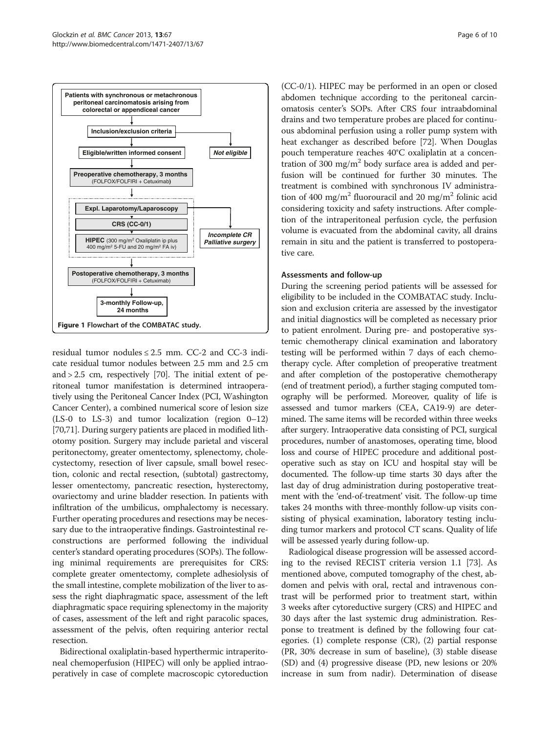Patients with synchronous or metachronous peritoneal carcinomatosis arising from colorectal or appendiceal cancer

Inclusion/exclusion criteria

Eligible/written informed consent

*Not eligible*

Preoperative chemotherapy, 3 months (FOLFOX/FOLFIRI + Cetuximab)

Expl. Laparotomy/Laparoscopy

CRS (CC-0/1)

HIPEC (300 mg/m² Oxaliplatin ip plus 400 mg/m² 5-FU and 20 mg/m² FA iv)

*Incomplete CR Palliative surgery*

Postoperative chemotherapy, 3 months (FOLFOX/FOLFIRI + Cetuximab)

3-monthly Follow-up, 24 months

**Figure 1** Flowchart of the COMBATAC study.

residual tumor nodules ≤ 2.5 mm. CC-2 and CC-3 indicate residual tumor nodules between 2.5 mm and 2.5 cm and > 2.5 cm, respectively [70]. The initial extent of peritoneal tumor manifestation is determined intraoperatively using the Peritoneal Cancer Index (PCI, Washington Cancer Center), a combined numerical score of lesion size (LS-0 to LS-3) and tumor localization (region 0–12) [70,71]. During surgery patients are placed in modified lithotomy position. Surgery may include parietal and visceral peritonectomy, greater omentectomy, splenectomy, cholecystectomy, resection of liver capsule, small bowel resection, colonic and rectal resection, (subtotal) gastrectomy, lesser omentectomy, pancreatic resection, hysterectomy, ovariectomy and urine bladder resection. In patients with infiltration of the umbilicus, omphalectomy is necessary. Further operating procedures and resections may be necessary due to the intraoperative findings. Gastrointestinal reconstructions are performed following the individual center's standard operating procedures (SOPs). The following minimal requirements are prerequisites for CRS: complete greater omentectomy, complete adhesiolysis of the small intestine, complete mobilization of the liver to assess the right diaphragmatic space, assessment of the left diaphragmatic space requiring splenectomy in the majority of cases, assessment of the left and right paracolic spaces, assessment of the pelvis, often requiring anterior rectal resection.

Bidirectional oxaliplatin-based hyperthermic intraperitoneal chemoperfusion (HIPEC) will only be applied intraoperatively in case of complete macroscopic cytoreduction (CC-0/1). HIPEC may be performed in an open or closed abdomen technique according to the peritoneal carcinomatosis center's SOPs. After CRS four intraabdominal drains and two temperature probes are placed for continuous abdominal perfusion using a roller pump system with heat exchanger as described before [72]. When Douglas pouch temperature reaches 40°C oxaliplatin at a concentration of 300 mg/m$^2$ body surface area is added and perfusion will be continued for further 30 minutes. The treatment is combined with synchronous IV administration of 400 mg/m$^2$ fluorouracil and 20 mg/m$^2$ folinic acid considering toxicity and safety instructions. After completion of the intraperitoneal perfusion cycle, the perfusion volume is evacuated from the abdominal cavity, all drains remain in situ and the patient is transferred to postoperative care.

### Assessments and follow-up

During the screening period patients will be assessed for eligibility to be included in the COMBATAC study. Inclusion and exclusion criteria are assessed by the investigator and initial diagnostics will be completed as necessary prior to patient enrolment. During pre- and postoperative systemic chemotherapy clinical examination and laboratory testing will be performed within 7 days of each chemotherapy cycle. After completion of preoperative treatment and after completion of the postoperative chemotherapy (end of treatment period), a further staging computed tomography will be performed. Moreover, quality of life is assessed and tumor markers (CEA, CA19-9) are determined. The same items will be recorded within three weeks after surgery. Intraoperative data consisting of PCI, surgical procedures, number of anastomoses, operating time, blood loss and course of HIPEC procedure and additional postoperative such as stay on ICU and hospital stay will be documented. The follow-up time starts 30 days after the last day of drug administration during postoperative treatment with the 'end-of-treatment' visit. The follow-up time takes 24 months with three-monthly follow-up visits consisting of physical examination, laboratory testing including tumor markers and protocol CT scans. Quality of life will be assessed yearly during follow-up.

Radiological disease progression will be assessed according to the revised RECIST criteria version 1.1 [73]. As mentioned above, computed tomography of the chest, abdomen and pelvis with oral, rectal and intravenous contrast will be performed prior to treatment start, within 3 weeks after cytoreductive surgery (CRS) and HIPEC and 30 days after the last systemic drug administration. Response to treatment is defined by the following four categories. (1) complete response (CR), (2) partial response (PR, 30% decrease in sum of baseline), (3) stable disease (SD) and (4) progressive disease (PD, new lesions or 20% increase in sum from nadir). Determination of disease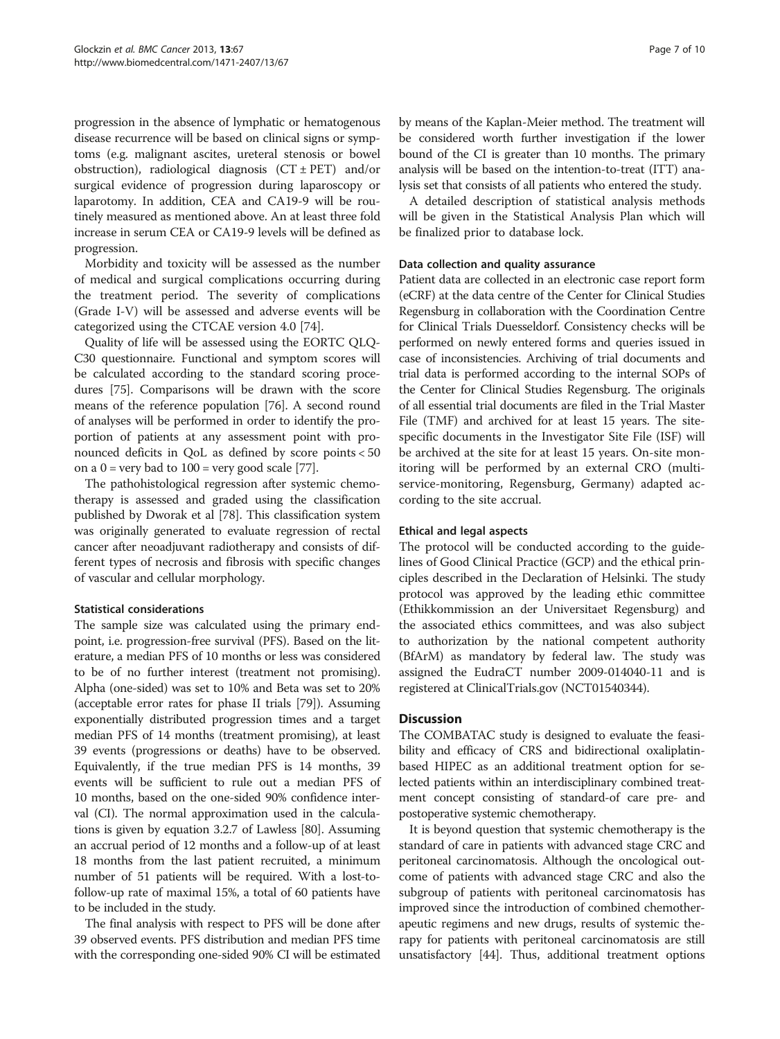progression in the absence of lymphatic or hematogenous disease recurrence will be based on clinical signs or symptoms (e.g. malignant ascites, ureteral stenosis or bowel obstruction), radiological diagnosis (CT ± PET) and/or surgical evidence of progression during laparoscopy or laparotomy. In addition, CEA and CA19-9 will be routinely measured as mentioned above. An at least three fold increase in serum CEA or CA19-9 levels will be defined as progression.

Morbidity and toxicity will be assessed as the number of medical and surgical complications occurring during the treatment period. The severity of complications (Grade I-V) will be assessed and adverse events will be categorized using the CTCAE version 4.0 [74].

Quality of life will be assessed using the EORTC QLQ-C30 questionnaire. Functional and symptom scores will be calculated according to the standard scoring procedures [75]. Comparisons will be drawn with the score means of the reference population [76]. A second round of analyses will be performed in order to identify the proportion of patients at any assessment point with pronounced deficits in QoL as defined by score points < 50 on a 0 = very bad to 100 = very good scale [77].

The pathohistological regression after systemic chemotherapy is assessed and graded using the classification published by Dworak et al [78]. This classification system was originally generated to evaluate regression of rectal cancer after neoadjuvant radiotherapy and consists of different types of necrosis and fibrosis with specific changes of vascular and cellular morphology.

#### Statistical considerations

The sample size was calculated using the primary endpoint, i.e. progression-free survival (PFS). Based on the literature, a median PFS of 10 months or less was considered to be of no further interest (treatment not promising). Alpha (one-sided) was set to 10% and Beta was set to 20% (acceptable error rates for phase II trials [79]). Assuming exponentially distributed progression times and a target median PFS of 14 months (treatment promising), at least 39 events (progressions or deaths) have to be observed. Equivalently, if the true median PFS is 14 months, 39 events will be sufficient to rule out a median PFS of 10 months, based on the one-sided 90% confidence interval (CI). The normal approximation used in the calculations is given by equation 3.2.7 of Lawless [80]. Assuming an accrual period of 12 months and a follow-up of at least 18 months from the last patient recruited, a minimum number of 51 patients will be required. With a lost-to-follow-up rate of maximal 15%, a total of 60 patients have to be included in the study.

The final analysis with respect to PFS will be done after 39 observed events. PFS distribution and median PFS time with the corresponding one-sided 90% CI will be estimated by means of the Kaplan-Meier method. The treatment will be considered worth further investigation if the lower bound of the CI is greater than 10 months. The primary analysis will be based on the intention-to-treat (ITT) analysis set that consists of all patients who entered the study.

A detailed description of statistical analysis methods will be given in the Statistical Analysis Plan which will be finalized prior to database lock.

#### Data collection and quality assurance

Patient data are collected in an electronic case report form (eCRF) at the data centre of the Center for Clinical Studies Regensburg in collaboration with the Coordination Centre for Clinical Trials Duesseldorf. Consistency checks will be performed on newly entered forms and queries issued in case of inconsistencies. Archiving of trial documents and trial data is performed according to the internal SOPs of the Center for Clinical Studies Regensburg. The originals of all essential trial documents are filed in the Trial Master File (TMF) and archived for at least 15 years. The site-specific documents in the Investigator Site File (ISF) will be archived at the site for at least 15 years. On-site monitoring will be performed by an external CRO (multi-service-monitoring, Regensburg, Germany) adapted according to the site accrual.

#### Ethical and legal aspects

The protocol will be conducted according to the guidelines of Good Clinical Practice (GCP) and the ethical principles described in the Declaration of Helsinki. The study protocol was approved by the leading ethic committee (Ethikkommission an der Universitaet Regensburg) and the associated ethics committees, and was also subject to authorization by the national competent authority (BfArM) as mandatory by federal law. The study was assigned the EudraCT number 2009-014040-11 and is registered at ClinicalTrials.gov (NCT01540344).

## Discussion

The COMBATAC study is designed to evaluate the feasibility and efficacy of CRS and bidirectional oxaliplatin-based HIPEC as an additional treatment option for selected patients within an interdisciplinary combined treatment concept consisting of standard-of care pre- and postoperative systemic chemotherapy.

It is beyond question that systemic chemotherapy is the standard of care in patients with advanced stage CRC and peritoneal carcinomatosis. Although the oncological outcome of patients with advanced stage CRC and also the subgroup of patients with peritoneal carcinomatosis has improved since the introduction of combined chemotherapeutic regimens and new drugs, results of systemic therapy for patients with peritoneal carcinomatosis are still unsatisfactory [44]. Thus, additional treatment options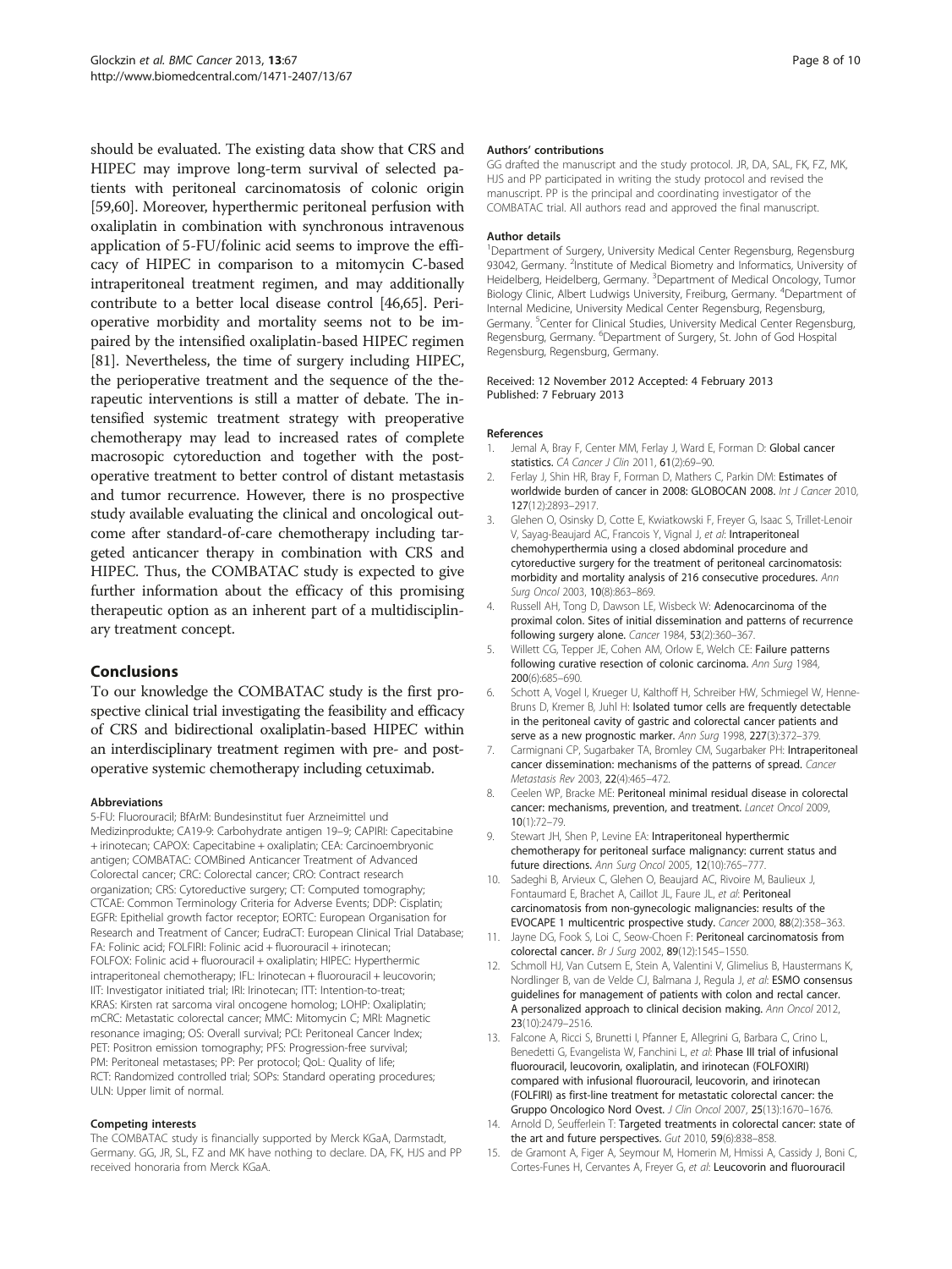should be evaluated. The existing data show that CRS and HIPEC may improve long-term survival of selected patients with peritoneal carcinomatosis of colonic origin [59,60]. Moreover, hyperthermic peritoneal perfusion with oxaliplatin in combination with synchronous intravenous application of 5-FU/folinic acid seems to improve the efficacy of HIPEC in comparison to a mitomycin C-based intraperitoneal treatment regimen, and may additionally contribute to a better local disease control [46,65]. Perioperative morbidity and mortality seems not to be impaired by the intensified oxaliplatin-based HIPEC regimen [81]. Nevertheless, the time of surgery including HIPEC, the perioperative treatment and the sequence of the therapeutic interventions is still a matter of debate. The intensified systemic treatment strategy with preoperative chemotherapy may lead to increased rates of complete macrosopic cytoreduction and together with the postoperative treatment to better control of distant metastasis and tumor recurrence. However, there is no prospective study available evaluating the clinical and oncological outcome after standard-of-care chemotherapy including targeted anticancer therapy in combination with CRS and HIPEC. Thus, the COMBATAC study is expected to give further information about the efficacy of this promising therapeutic option as an inherent part of a multidisciplinary treatment concept.

## Conclusions

To our knowledge the COMBATAC study is the first prospective clinical trial investigating the feasibility and efficacy of CRS and bidirectional oxaliplatin-based HIPEC within an interdisciplinary treatment regimen with pre- and postoperative systemic chemotherapy including cetuximab.

#### Abbreviations

5-FU: Fluorouracil; BfArM: Bundesinstitut fuer Arzneimittel und Medizinprodukte; CA19-9: Carbohydrate antigen 19–9; CAPIRI: Capecitabine + irinotecan; CAPOX: Capecitabine + oxaliplatin; CEA: Carcinoembryonic antigen; COMBATAC: COMBined Anticancer Treatment of Advanced Colorectal cancer; CRC: Colorectal cancer; CRO: Contract research organization; CRS: Cytoreductive surgery; CT: Computed tomography; CTCAE: Common Terminology Criteria for Adverse Events; DDP: Cisplatin; EGFR: Epithelial growth factor receptor; EORTC: European Organisation for Research and Treatment of Cancer; EudraCT: European Clinical Trial Database; FA: Folinic acid; FOLFIRI: Folinic acid + fluorouracil + irinotecan; FOLFOX: Folinic acid + fluorouracil + oxaliplatin; HIPEC: Hyperthermic intraperitoneal chemotherapy; IFL: Irinotecan + fluorouracil + leucovorin; IIT: Investigator initiated trial; IRI: Irinotecan; ITT: Intention-to-treat; KRAS: Kirsten rat sarcoma viral oncogene homolog; LOHP: Oxaliplatin; mCRC: Metastatic colorectal cancer; MMC: Mitomycin C; MRI: Magnetic resonance imaging; OS: Overall survival; PCI: Peritoneal Cancer Index; PET: Positron emission tomography; PFS: Progression-free survival; PM: Peritoneal metastases; PP: Per protocol; QoL: Quality of life; RCT: Randomized controlled trial; SOPs: Standard operating procedures; ULN: Upper limit of normal.

#### Competing interests

The COMBATAC study is financially supported by Merck KGaA, Darmstadt, Germany. GG, JR, SL, FZ and MK have nothing to declare. DA, FK, HJS and PP received honoraria from Merck KGaA.

#### Authors' contributions

GG drafted the manuscript and the study protocol. JR, DA, SAL, FK, FZ, MK, HJS and PP participated in writing the study protocol and revised the manuscript. PP is the principal and coordinating investigator of the COMBATAC trial. All authors read and approved the final manuscript.

#### Author details

[1]Department of Surgery, University Medical Center Regensburg, Regensburg 93042, Germany. [2]Institute of Medical Biometry and Informatics, University of Heidelberg, Heidelberg, Germany. [3]Department of Medical Oncology, Tumor Biology Clinic, Albert Ludwigs University, Freiburg, Germany. [4]Department of Internal Medicine, University Medical Center Regensburg, Regensburg, Germany. [5]Center for Clinical Studies, University Medical Center Regensburg, Regensburg, Germany. [6]Department of Surgery, St. John of God Hospital Regensburg, Regensburg, Germany.

Received: 12 November 2012 Accepted: 4 February 2013
Published: 7 February 2013

#### References

1. Jemal A, Bray F, Center MM, Ferlay J, Ward E, Forman D: **Global cancer statistics.** *CA Cancer J Clin* 2011, **61**(2):69–90.
2. Ferlay J, Shin HR, Bray F, Forman D, Mathers C, Parkin DM: **Estimates of worldwide burden of cancer in 2008: GLOBOCAN 2008.** *Int J Cancer* 2010, **127**(12):2893–2917.
3. Glehen O, Osinsky D, Cotte E, Kwiatkowski F, Freyer G, Isaac S, Trillet-Lenoir V, Sayag-Beaujard AC, Francois Y, Vignal J, *et al*: **Intraperitoneal chemohyperthermia using a closed abdominal procedure and cytoreductive surgery for the treatment of peritoneal carcinomatosis: morbidity and mortality analysis of 216 consecutive procedures.** *Ann Surg Oncol* 2003, **10**(8):863–869.
4. Russell AH, Tong D, Dawson LE, Wisbeck W: **Adenocarcinoma of the proximal colon. Sites of initial dissemination and patterns of recurrence following surgery alone.** *Cancer* 1984, **53**(2):360–367.
5. Willett CG, Tepper JE, Cohen AM, Orlow E, Welch CE: **Failure patterns following curative resection of colonic carcinoma.** *Ann Surg* 1984, **200**(6):685–690.
6. Schott A, Vogel I, Krueger U, Kalthoff H, Schreiber HW, Schmiegel W, Henne-Bruns D, Kremer B, Juhl H: **Isolated tumor cells are frequently detectable in the peritoneal cavity of gastric and colorectal cancer patients and serve as a new prognostic marker.** *Ann Surg* 1998, **227**(3):372–379.
7. Carmignani CP, Sugarbaker TA, Bromley CM, Sugarbaker PH: **Intraperitoneal cancer dissemination: mechanisms of the patterns of spread.** *Cancer Metastasis Rev* 2003, **22**(4):465–472.
8. Ceelen WP, Bracke ME: **Peritoneal minimal residual disease in colorectal cancer: mechanisms, prevention, and treatment.** *Lancet Oncol* 2009, **10**(1):72–79.
9. Stewart JH, Shen P, Levine EA: **Intraperitoneal hyperthermic chemotherapy for peritoneal surface malignancy: current status and future directions.** *Ann Surg Oncol* 2005, **12**(10):765–777.
10. Sadeghi B, Arvieux C, Glehen O, Beaujard AC, Rivoire M, Baulieux J, Fontaumard E, Brachet A, Caillot JL, Faure JL, *et al*: **Peritoneal carcinomatosis from non-gynecologic malignancies: results of the EVOCAPE 1 multicentric prospective study.** *Cancer* 2000, **88**(2):358–363.
11. Jayne DG, Fook S, Loi C, Seow-Choen F: **Peritoneal carcinomatosis from colorectal cancer.** *Br J Surg* 2002, **89**(12):1545–1550.
12. Schmoll HJ, Van Cutsem E, Stein A, Valentini V, Glimelius B, Haustermans K, Nordlinger B, van de Velde CJ, Balmana J, Regula J, *et al*: **ESMO consensus guidelines for management of patients with colon and rectal cancer. A personalized approach to clinical decision making.** *Ann Oncol* 2012, **23**(10):2479–2516.
13. Falcone A, Ricci S, Brunetti I, Pfanner E, Allegrini G, Barbara C, Crino L, Benedetti G, Evangelista W, Fanchini L, *et al*: **Phase III trial of infusional fluorouracil, leucovorin, oxaliplatin, and irinotecan (FOLFOXIRI) compared with infusional fluorouracil, leucovorin, and irinotecan (FOLFIRI) as first-line treatment for metastatic colorectal cancer: the Gruppo Oncologico Nord Ovest.** *J Clin Oncol* 2007, **25**(13):1670–1676.
14. Arnold D, Seufferlein T: **Targeted treatments in colorectal cancer: state of the art and future perspectives.** *Gut* 2010, **59**(6):838–858.
15. de Gramont A, Figer A, Seymour M, Homerin M, Hmissi A, Cassidy J, Boni C, Cortes-Funes H, Cervantes A, Freyer G, *et al*: **Leucovorin and fluorouracil**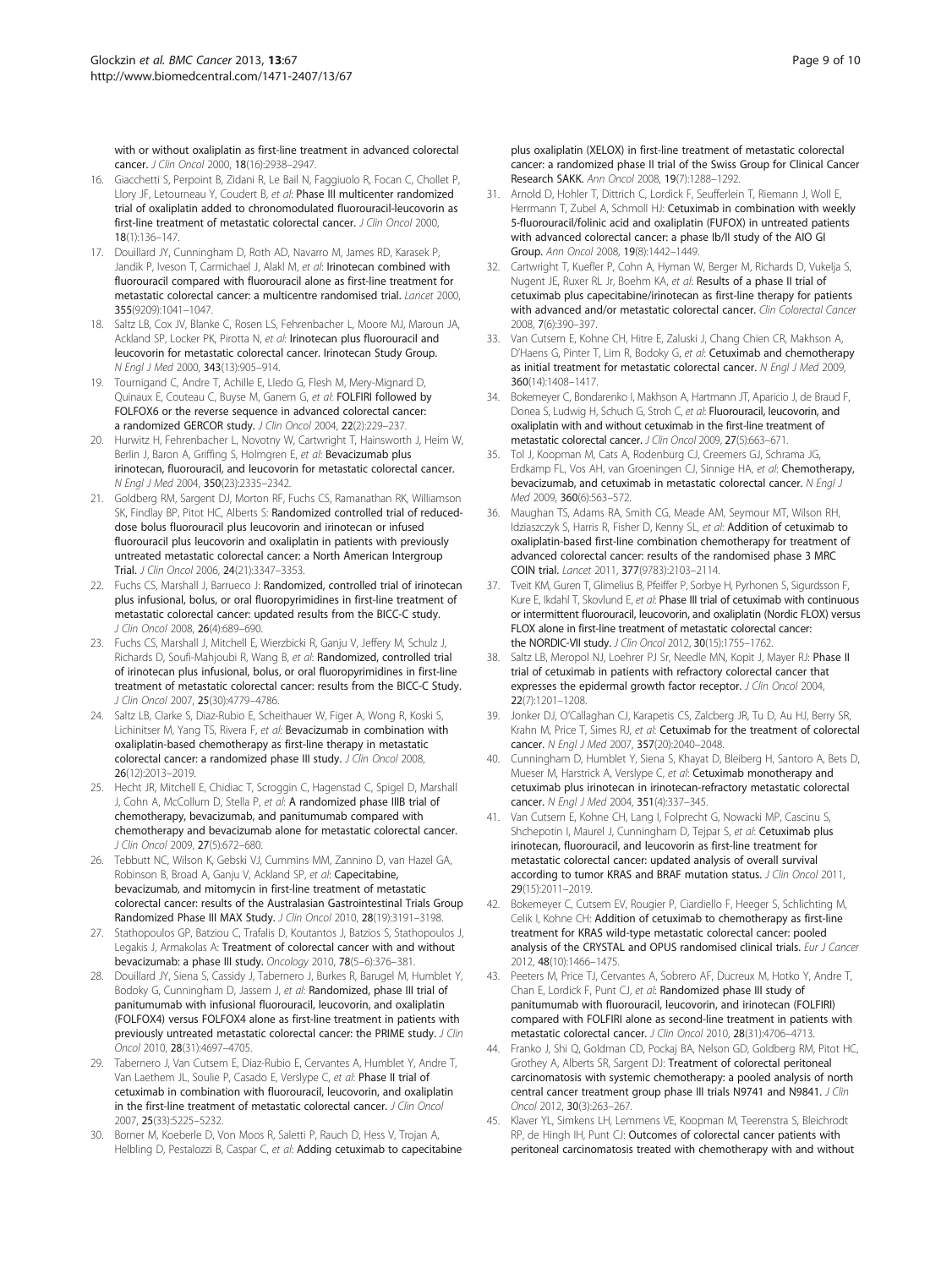with or without oxaliplatin as first-line treatment in advanced colorectal cancer. *J Clin Oncol* 2000, 18(16):2938–2947.

16. Giacchetti S, Perpoint B, Zidani R, Le Bail N, Faggiuolo R, Focan C, Chollet P, Llory JF, Letourneau Y, Coudert B, *et al*: **Phase III multicenter randomized trial of oxaliplatin added to chronomodulated fluorouracil-leucovorin as first-line treatment of metastatic colorectal cancer.** *J Clin Oncol* 2000, 18(1):136–147.
17. Douillard JY, Cunningham D, Roth AD, Navarro M, James RD, Karasek P, Jandik P, Iveson T, Carmichael J, Alakl M, *et al*: **Irinotecan combined with fluorouracil compared with fluorouracil alone as first-line treatment for metastatic colorectal cancer: a multicentre randomised trial.** *Lancet* 2000, 355(9209):1041–1047.
18. Saltz LB, Cox JV, Blanke C, Rosen LS, Fehrenbacher L, Moore MJ, Maroun JA, Ackland SP, Locker PK, Pirotta N, *et al*: **Irinotecan plus fluorouracil and leucovorin for metastatic colorectal cancer. Irinotecan Study Group.** *N Engl J Med* 2000, 343(13):905–914.
19. Tournigand C, Andre T, Achille E, Lledo G, Flesh M, Mery-Mignard D, Quinaux E, Couteau C, Buyse M, Ganem G, *et al*: **FOLFIRI followed by FOLFOX6 or the reverse sequence in advanced colorectal cancer: a randomized GERCOR study.** *J Clin Oncol* 2004, 22(2):229–237.
20. Hurwitz H, Fehrenbacher L, Novotny W, Cartwright T, Hainsworth J, Heim W, Berlin J, Baron A, Griffing S, Holmgren E, *et al*: **Bevacizumab plus irinotecan, fluorouracil, and leucovorin for metastatic colorectal cancer.** *N Engl J Med* 2004, 350(23):2335–2342.
21. Goldberg RM, Sargent DJ, Morton RF, Fuchs CS, Ramanathan RK, Williamson SK, Findlay BP, Pitot HC, Alberts S: **Randomized controlled trial of reduced-dose bolus fluorouracil plus leucovorin and irinotecan or infused fluorouracil plus leucovorin and oxaliplatin in patients with previously untreated metastatic colorectal cancer: a North American Intergroup Trial.** *J Clin Oncol* 2006, 24(21):3347–3353.
22. Fuchs CS, Marshall J, Barrueco J: **Randomized, controlled trial of irinotecan plus infusional, bolus, or oral fluoropyrimidines in first-line treatment of metastatic colorectal cancer: updated results from the BICC-C study.** *J Clin Oncol* 2008, 26(4):689–690.
23. Fuchs CS, Marshall J, Mitchell E, Wierzbicki R, Ganju V, Jeffery M, Schulz J, Richards D, Soufi-Mahjoubi R, Wang B, *et al*: **Randomized, controlled trial of irinotecan plus infusional, bolus, or oral fluoropyrimidines in first-line treatment of metastatic colorectal cancer: results from the BICC-C Study.** *J Clin Oncol* 2007, 25(30):4779–4786.
24. Saltz LB, Clarke S, Diaz-Rubio E, Scheithauer W, Figer A, Wong R, Koski S, Lichinitser M, Yang TS, Rivera F, *et al*: **Bevacizumab in combination with oxaliplatin-based chemotherapy as first-line therapy in metastatic colorectal cancer: a randomized phase III study.** *J Clin Oncol* 2008, 26(12):2013–2019.
25. Hecht JR, Mitchell E, Chidiac T, Scroggin C, Hagenstad C, Spigel D, Marshall J, Cohn A, McCollum D, Stella P, *et al*: **A randomized phase IIIB trial of chemotherapy, bevacizumab, and panitumumab compared with chemotherapy and bevacizumab alone for metastatic colorectal cancer.** *J Clin Oncol* 2009, 27(5):672–680.
26. Tebbutt NC, Wilson K, Gebski VJ, Cummins MM, Zannino D, van Hazel GA, Robinson B, Broad A, Ganju V, Ackland SP, *et al*: **Capecitabine, bevacizumab, and mitomycin in first-line treatment of metastatic colorectal cancer: results of the Australasian Gastrointestinal Trials Group Randomized Phase III MAX Study.** *J Clin Oncol* 2010, 28(19):3191–3198.
27. Stathopoulos GP, Batziou C, Trafalis D, Koutantos J, Batzios S, Stathopoulos J, Legakis J, Armakolas A: **Treatment of colorectal cancer with and without bevacizumab: a phase III study.** *Oncology* 2010, 78(5–6):376–381.
28. Douillard JY, Siena S, Cassidy J, Tabernero J, Burkes R, Barugel M, Humblet Y, Bodoky G, Cunningham D, Jassem J, *et al*: **Randomized, phase III trial of panitumumab with infusional fluorouracil, leucovorin, and oxaliplatin (FOLFOX4) versus FOLFOX4 alone as first-line treatment in patients with previously untreated metastatic colorectal cancer: the PRIME study.** *J Clin Oncol* 2010, 28(31):4697–4705.
29. Tabernero J, Van Cutsem E, Diaz-Rubio E, Cervantes A, Humblet Y, Andre T, Van Laethem JL, Soulie P, Casado E, Verslype C, *et al*: **Phase II trial of cetuximab in combination with fluorouracil, leucovorin, and oxaliplatin in the first-line treatment of metastatic colorectal cancer.** *J Clin Oncol* 2007, 25(33):5225–5232.
30. Borner M, Koeberle D, Von Moos R, Saletti P, Rauch D, Hess V, Trojan A, Helbling D, Pestalozzi B, Caspar C, *et al*: **Adding cetuximab to capecitabine plus oxaliplatin (XELOX) in first-line treatment of metastatic colorectal cancer: a randomized phase II trial of the Swiss Group for Clinical Cancer Research SAKK.** *Ann Oncol* 2008, 19(7):1288–1292.
31. Arnold D, Hohler T, Dittrich C, Lordick F, Seufferlein T, Riemann J, Woll E, Herrmann T, Zubel A, Schmoll HJ: **Cetuximab in combination with weekly 5-fluorouracil/folinic acid and oxaliplatin (FUFOX) in untreated patients with advanced colorectal cancer: a phase Ib/II study of the AIO GI Group.** *Ann Oncol* 2008, 19(8):1442–1449.
32. Cartwright T, Kuefler P, Cohn A, Hyman W, Berger M, Richards D, Vukelja S, Nugent JE, Ruxer RL Jr, Boehm KA, *et al*: **Results of a phase II trial of cetuximab plus capecitabine/irinotecan as first-line therapy for patients with advanced and/or metastatic colorectal cancer.** *Clin Colorectal Cancer* 2008, 7(6):390–397.
33. Van Cutsem E, Kohne CH, Hitre E, Zaluski J, Chang Chien CR, Makhson A, D'Haens G, Pinter T, Lim R, Bodoky G, *et al*: **Cetuximab and chemotherapy as initial treatment for metastatic colorectal cancer.** *N Engl J Med* 2009, 360(14):1408–1417.
34. Bokemeyer C, Bondarenko I, Makhson A, Hartmann JT, Aparicio J, de Braud F, Donea S, Ludwig H, Schuch G, Stroh C, *et al*: **Fluorouracil, leucovorin, and oxaliplatin with and without cetuximab in the first-line treatment of metastatic colorectal cancer.** *J Clin Oncol* 2009, 27(5):663–671.
35. Tol J, Koopman M, Cats A, Rodenburg CJ, Creemers GJ, Schrama JG, Erdkamp FL, Vos AH, van Groeningen CJ, Sinnige HA, *et al*: **Chemotherapy, bevacizumab, and cetuximab in metastatic colorectal cancer.** *N Engl J Med* 2009, 360(6):563–572.
36. Maughan TS, Adams RA, Smith CG, Meade AM, Seymour MT, Wilson RH, Idziaszczyk S, Harris R, Fisher D, Kenny SL, *et al*: **Addition of cetuximab to oxaliplatin-based first-line combination chemotherapy for treatment of advanced colorectal cancer: results of the randomised phase 3 MRC COIN trial.** *Lancet* 2011, 377(9783):2103–2114.
37. Tveit KM, Guren T, Glimelius B, Pfeiffer P, Sorbye H, Pyrhonen S, Sigurdsson F, Kure E, Ikdahl T, Skovlund E, *et al*: **Phase III trial of cetuximab with continuous or intermittent fluorouracil, leucovorin, and oxaliplatin (Nordic FLOX) versus FLOX alone in first-line treatment of metastatic colorectal cancer: the NORDIC-VII study.** *J Clin Oncol* 2012, 30(15):1755–1762.
38. Saltz LB, Meropol NJ, Loehrer PJ Sr, Needle MN, Kopit J, Mayer RJ: **Phase II trial of cetuximab in patients with refractory colorectal cancer that expresses the epidermal growth factor receptor.** *J Clin Oncol* 2004, 22(7):1201–1208.
39. Jonker DJ, O'Callaghan CJ, Karapetis CS, Zalcberg JR, Tu D, Au HJ, Berry SR, Krahn M, Price T, Simes RJ, *et al*: **Cetuximab for the treatment of colorectal cancer.** *N Engl J Med* 2007, 357(20):2040–2048.
40. Cunningham D, Humblet Y, Siena S, Khayat D, Bleiberg H, Santoro A, Bets D, Mueser M, Harstrick A, Verslype C, *et al*: **Cetuximab monotherapy and cetuximab plus irinotecan in irinotecan-refractory metastatic colorectal cancer.** *N Engl J Med* 2004, 351(4):337–345.
41. Van Cutsem E, Kohne CH, Lang I, Folprecht G, Nowacki MP, Cascinu S, Shchepotin I, Maurel J, Cunningham D, Tejpar S, *et al*: **Cetuximab plus irinotecan, fluorouracil, and leucovorin as first-line treatment for metastatic colorectal cancer: updated analysis of overall survival according to tumor KRAS and BRAF mutation status.** *J Clin Oncol* 2011, 29(15):2011–2019.
42. Bokemeyer C, Cutsem EV, Rougier P, Ciardiello F, Heeger S, Schlichting M, Celik I, Kohne CH: **Addition of cetuximab to chemotherapy as first-line treatment for KRAS wild-type metastatic colorectal cancer: pooled analysis of the CRYSTAL and OPUS randomised clinical trials.** *Eur J Cancer* 2012, 48(10):1466–1475.
43. Peeters M, Price TJ, Cervantes A, Sobrero AF, Ducreux M, Hotko Y, Andre T, Chan E, Lordick F, Punt CJ, *et al*: **Randomized phase III study of panitumumab with fluorouracil, leucovorin, and irinotecan (FOLFIRI) compared with FOLFIRI alone as second-line treatment in patients with metastatic colorectal cancer.** *J Clin Oncol* 2010, 28(31):4706–4713.
44. Franko J, Shi Q, Goldman CD, Pockaj BA, Nelson GD, Goldberg RM, Pitot HC, Grothey A, Alberts SR, Sargent DJ: **Treatment of colorectal peritoneal carcinomatosis with systemic chemotherapy: a pooled analysis of north central cancer treatment group phase III trials N9741 and N9841.** *J Clin Oncol* 2012, 30(3):263–267.
45. Klaver YL, Simkens LH, Lemmens VE, Koopman M, Teerenstra S, Bleichrodt RP, de Hingh IH, Punt CJ: **Outcomes of colorectal cancer patients with peritoneal carcinomatosis treated with chemotherapy with and without**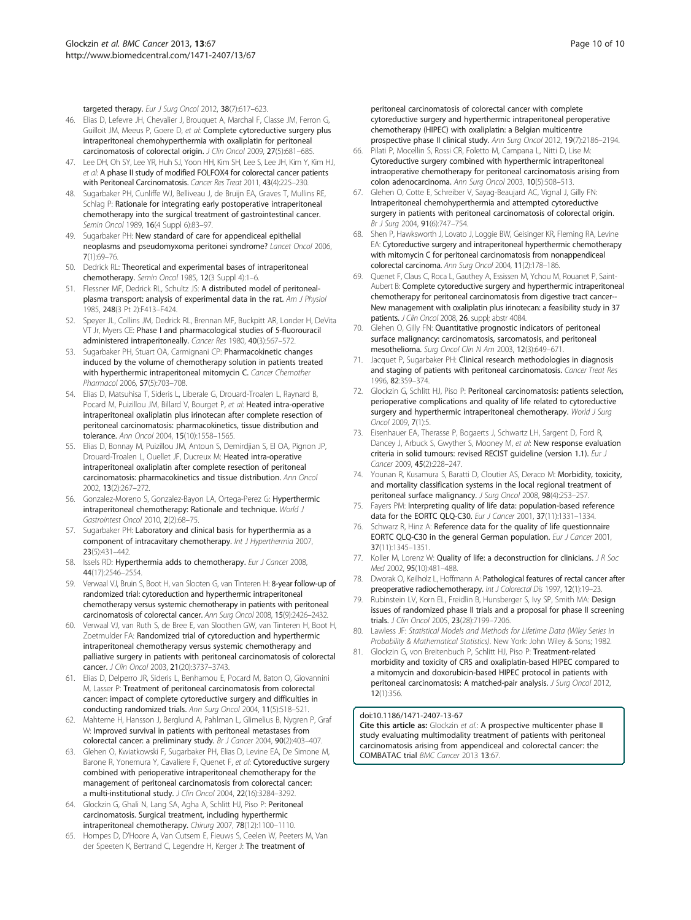targeted therapy. *Eur J Surg Oncol* 2012, **38**(7):617–623.

46. Elias D, Lefevre JH, Chevalier J, Brouquet A, Marchal F, Classe JM, Ferron G, Guilloit JM, Meeus P, Goere D, *et al*: **Complete cytoreductive surgery plus intraperitoneal chemohyperthermia with oxaliplatin for peritoneal carcinomatosis of colorectal origin.** *J Clin Oncol* 2009, **27**(5):681–685.
47. Lee DH, Oh SY, Lee YR, Huh SJ, Yoon HH, Kim SH, Lee S, Lee JH, Kim Y, Kim HJ, *et al*: **A phase II study of modified FOLFOX4 for colorectal cancer patients with Peritoneal Carcinomatosis.** *Cancer Res Treat* 2011, **43**(4):225–230.
48. Sugarbaker PH, Cunliffe WJ, Belliveau J, de Bruijn EA, Graves T, Mullins RE, Schlag P: **Rationale for integrating early postoperative intraperitoneal chemotherapy into the surgical treatment of gastrointestinal cancer.** *Semin Oncol* 1989, **16**(4 Suppl 6):83–97.
49. Sugarbaker PH: **New standard of care for appendiceal epithelial neoplasms and pseudomyxoma peritonei syndrome?** *Lancet Oncol* 2006, **7**(1):69–76.
50. Dedrick RL: **Theoretical and experimental bases of intraperitoneal chemotherapy.** *Semin Oncol* 1985, **12**(3 Suppl 4):1–6.
51. Flessner MF, Dedrick RL, Schultz JS: **A distributed model of peritoneal-plasma transport: analysis of experimental data in the rat.** *Am J Physiol* 1985, **248**(3 Pt 2):F413–F424.
52. Speyer JL, Collins JM, Dedrick RL, Brennan MF, Buckpitt AR, Londer H, DeVita VT Jr, Myers CE: **Phase I and pharmacological studies of 5-fluorouracil administered intraperitoneally.** *Cancer Res* 1980, **40**(3):567–572.
53. Sugarbaker PH, Stuart OA, Carmignani CP: **Pharmacokinetic changes induced by the volume of chemotherapy solution in patients treated with hyperthermic intraperitoneal mitomycin C.** *Cancer Chemother Pharmacol* 2006, **57**(5):703–708.
54. Elias D, Matsuhisa T, Sideris L, Liberale G, Drouard-Troalen L, Raynard B, Pocard M, Puizillou JM, Billard V, Bourget P, *et al*: **Heated intra-operative intraperitoneal oxaliplatin plus irinotecan after complete resection of peritoneal carcinomatosis: pharmacokinetics, tissue distribution and tolerance.** *Ann Oncol* 2004, **15**(10):1558–1565.
55. Elias D, Bonnay M, Puizillou JM, Antoun S, Demirdjian S, El OA, Pignon JP, Drouard-Troalen L, Ouellet JF, Ducreux M: **Heated intra-operative intraperitoneal oxaliplatin after complete resection of peritoneal carcinomatosis: pharmacokinetics and tissue distribution.** *Ann Oncol* 2002, **13**(2):267–272.
56. Gonzalez-Moreno S, Gonzalez-Bayon LA, Ortega-Perez G: **Hyperthermic intraperitoneal chemotherapy: Rationale and technique.** *World J Gastrointest Oncol* 2010, **2**(2):68–75.
57. Sugarbaker PH: **Laboratory and clinical basis for hyperthermia as a component of intracavitary chemotherapy.** *Int J Hyperthermia* 2007, **23**(5):431–442.
58. Issels RD: **Hyperthermia adds to chemotherapy.** *Eur J Cancer* 2008, **44**(17):2546–2554.
59. Verwaal VJ, Bruin S, Boot H, van Slooten G, van Tinteren H: **8-year follow-up of randomized trial: cytoreduction and hyperthermic intraperitoneal chemotherapy versus systemic chemotherapy in patients with peritoneal carcinomatosis of colorectal cancer.** *Ann Surg Oncol* 2008, **15**(9):2426–2432.
60. Verwaal VJ, van Ruth S, de Bree E, van Sloothen GW, van Tinteren H, Boot H, Zoetmulder FA: **Randomized trial of cytoreduction and hyperthermic intraperitoneal chemotherapy versus systemic chemotherapy and palliative surgery in patients with peritoneal carcinomatosis of colorectal cancer.** *J Clin Oncol* 2003, **21**(20):3737–3743.
61. Elias D, Delperro JR, Sideris L, Benhamou E, Pocard M, Baton O, Giovannini M, Lasser P: **Treatment of peritoneal carcinomatosis from colorectal cancer: impact of complete cytoreductive surgery and difficulties in conducting randomized trials.** *Ann Surg Oncol* 2004, **11**(5):518–521.
62. Mahteme H, Hansson J, Berglund A, Pahlman L, Glimelius B, Nygren P, Graf W: **Improved survival in patients with peritoneal metastases from colorectal cancer: a preliminary study.** *Br J Cancer* 2004, **90**(2):403–407.
63. Glehen O, Kwiatkowski F, Sugarbaker PH, Elias D, Levine EA, De Simone M, Barone R, Yonemura Y, Cavaliere F, Quenet F, *et al*: **Cytoreductive surgery combined with perioperative intraperitoneal chemotherapy for the management of peritoneal carcinomatosis from colorectal cancer: a multi-institutional study.** *J Clin Oncol* 2004, **22**(16):3284–3292.
64. Glockzin G, Ghali N, Lang SA, Agha A, Schlitt HJ, Piso P: **Peritoneal carcinomatosis. Surgical treatment, including hyperthermic intraperitoneal chemotherapy.** *Chirurg* 2007, **78**(12):1100–1110.
65. Hompes D, D'Hoore A, Van Cutsem E, Fieuws S, Ceelen W, Peeters M, Van der Speeten K, Bertrand C, Legendre H, Kerger J: **The treatment of peritoneal carcinomatosis of colorectal cancer with complete cytoreductive surgery and hyperthermic intraperitoneal peroperative chemotherapy (HIPEC) with oxaliplatin: a Belgian multicentre prospective phase II clinical study.** *Ann Surg Oncol* 2012, **19**(7):2186–2194.
66. Pilati P, Mocellin S, Rossi CR, Foletto M, Campana L, Nitti D, Lise M: **Cytoreductive surgery combined with hyperthermic intraperitoneal intraoperative chemotherapy for peritoneal carcinomatosis arising from colon adenocarcinoma.** *Ann Surg Oncol* 2003, **10**(5):508–513.
67. Glehen O, Cotte E, Schreiber V, Sayag-Beaujard AC, Vignal J, Gilly FN: **Intraperitoneal chemohyperthermia and attempted cytoreductive surgery in patients with peritoneal carcinomatosis of colorectal origin.** *Br J Surg* 2004, **91**(6):747–754.
68. Shen P, Hawksworth J, Lovato J, Loggie BW, Geisinger KR, Fleming RA, Levine EA: **Cytoreductive surgery and intraperitoneal hyperthermic chemotherapy with mitomycin C for peritoneal carcinomatosis from nonappendiceal colorectal carcinoma.** *Ann Surg Oncol* 2004, **11**(2):178–186.
69. Quenet F, Claus C, Roca L, Gauthey A, Essissen M, Ychou M, Rouanet P, Saint-Aubert B: **Complete cytoreductive surgery and hyperthermic intraperitoneal chemotherapy for peritoneal carcinomatosis from digestive tract cancer-- New management with oxaliplatin plus irinotecan: a feasibility study in 37 patients.** *J Clin Oncol* 2008, **26**. suppl; abstr 4084.
70. Glehen O, Gilly FN: **Quantitative prognostic indicators of peritoneal surface malignancy: carcinomatosis, sarcomatosis, and peritoneal mesothelioma.** *Surg Oncol Clin N Am* 2003, **12**(3):649–671.
71. Jacquet P, Sugarbaker PH: **Clinical research methodologies in diagnosis and staging of patients with peritoneal carcinomatosis.** *Cancer Treat Res* 1996, **82**:359–374.
72. Glockzin G, Schlitt HJ, Piso P: **Peritoneal carcinomatosis: patients selection, perioperative complications and quality of life related to cytoreductive surgery and hyperthermic intraperitoneal chemotherapy.** *World J Surg Oncol* 2009, **7**(1):5.
73. Eisenhauer EA, Therasse P, Bogaerts J, Schwartz LH, Sargent D, Ford R, Dancey J, Arbuck S, Gwyther S, Mooney M, *et al*: **New response evaluation criteria in solid tumours: revised RECIST guideline (version 1.1).** *Eur J Cancer* 2009, **45**(2):228–247.
74. Younan R, Kusamura S, Baratti D, Cloutier AS, Deraco M: **Morbidity, toxicity, and mortality classification systems in the local regional treatment of peritoneal surface malignancy.** *J Surg Oncol* 2008, **98**(4):253–257.
75. Fayers PM: **Interpreting quality of life data: population-based reference data for the EORTC QLQ-C30.** *Eur J Cancer* 2001, **37**(11):1331–1334.
76. Schwarz R, Hinz A: **Reference data for the quality of life questionnaire EORTC QLQ-C30 in the general German population.** *Eur J Cancer* 2001, **37**(11):1345–1351.
77. Koller M, Lorenz W: **Quality of life: a deconstruction for clinicians.** *J R Soc Med* 2002, **95**(10):481–488.
78. Dworak O, Keilholz L, Hoffmann A: **Pathological features of rectal cancer after preoperative radiochemotherapy.** *Int J Colorectal Dis* 1997, **12**(1):19–23.
79. Rubinstein LV, Korn EL, Freidlin B, Hunsberger S, Ivy SP, Smith MA: **Design issues of randomized phase II trials and a proposal for phase II screening trials.** *J Clin Oncol* 2005, **23**(28):7199–7206.
80. Lawless JF: *Statistical Models and Methods for Lifetime Data (Wiley Series in Probability & Mathematical Statistics)*. New York: John Wiley & Sons; 1982.
81. Glockzin G, von Breitenbuch P, Schlitt HJ, Piso P: **Treatment-related morbidity and toxicity of CRS and oxaliplatin-based HIPEC compared to a mitomycin and doxorubicin-based HIPEC protocol in patients with peritoneal carcinomatosis: A matched-pair analysis.** *J Surg Oncol* 2012, **12**(1):356.

doi:10.1186/1471-2407-13-67

**Cite this article as:** Glockzin *et al.*: A prospective multicenter phase II study evaluating multimodality treatment of patients with peritoneal carcinomatosis arising from appendiceal and colorectal cancer: the COMBATAC trial *BMC Cancer* 2013 **13**:67.